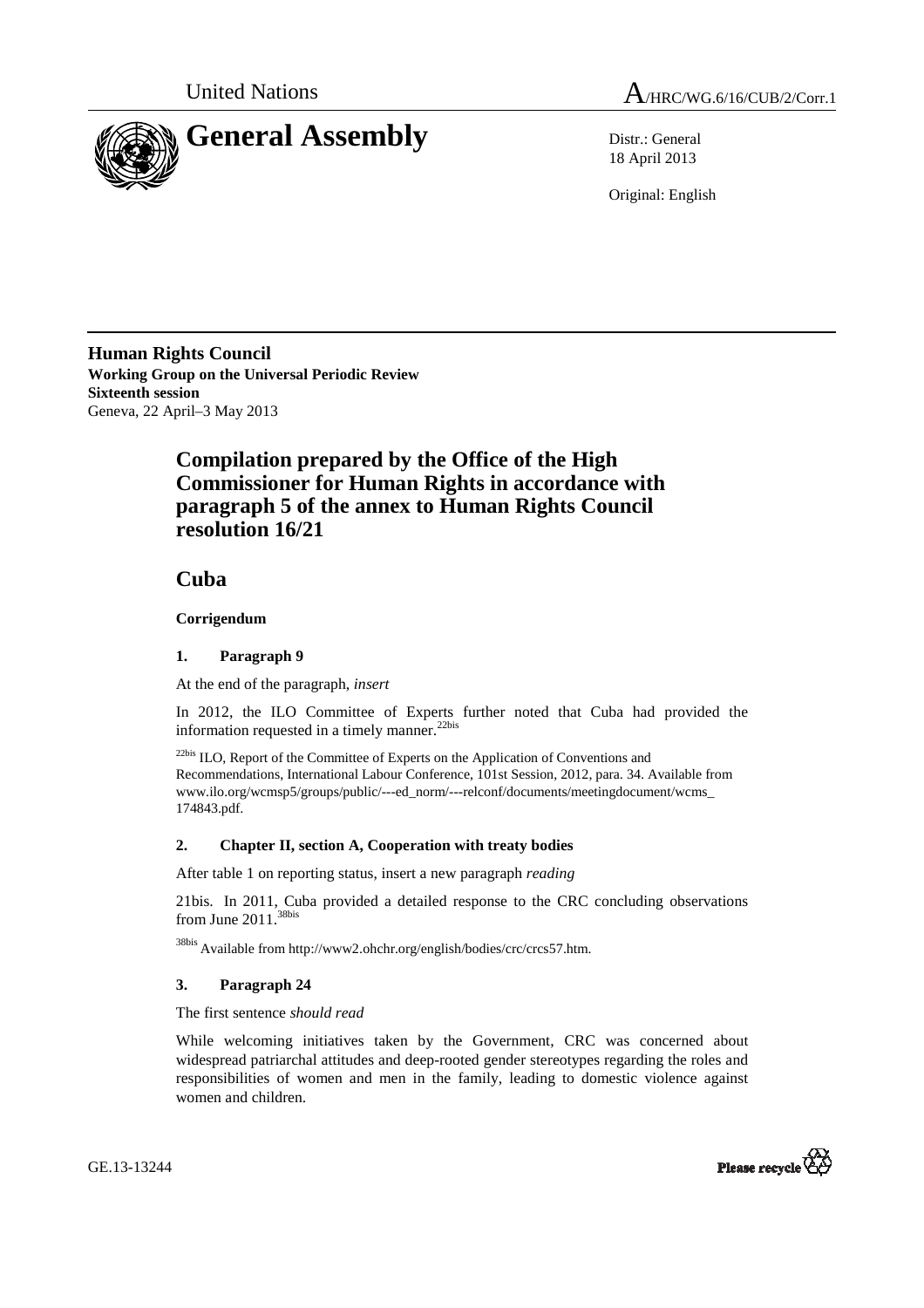United Nations A/HRC/WG.6/16/CUB/2/Corr.1

# General Assembly

Distr.: General
18 April 2013

Original: English

**Human Rights Council**
**Working Group on the Universal Periodic Review**
**Sixteenth session**
Geneva, 22 April–3 May 2013

## Compilation prepared by the Office of the High Commissioner for Human Rights in accordance with paragraph 5 of the annex to Human Rights Council resolution 16/21

## Cuba

**Corrigendum**

### 1. Paragraph 9

At the end of the paragraph, *insert*

In 2012, the ILO Committee of Experts further noted that Cuba had provided the information requested in a timely manner.[22bis]

[22bis] ILO, Report of the Committee of Experts on the Application of Conventions and Recommendations, International Labour Conference, 101st Session, 2012, para. 34. Available from www.ilo.org/wcmsp5/groups/public/---ed_norm/---relconf/documents/meetingdocument/wcms_174843.pdf.

### 2. Chapter II, section A, Cooperation with treaty bodies

After table 1 on reporting status, insert a new paragraph *reading*

21bis. In 2011, Cuba provided a detailed response to the CRC concluding observations from June 2011.[38bis]

[38bis] Available from http://www2.ohchr.org/english/bodies/crc/crcs57.htm.

### 3. Paragraph 24

The first sentence *should read*

While welcoming initiatives taken by the Government, CRC was concerned about widespread patriarchal attitudes and deep-rooted gender stereotypes regarding the roles and responsibilities of women and men in the family, leading to domestic violence against women and children.

GE.13-13244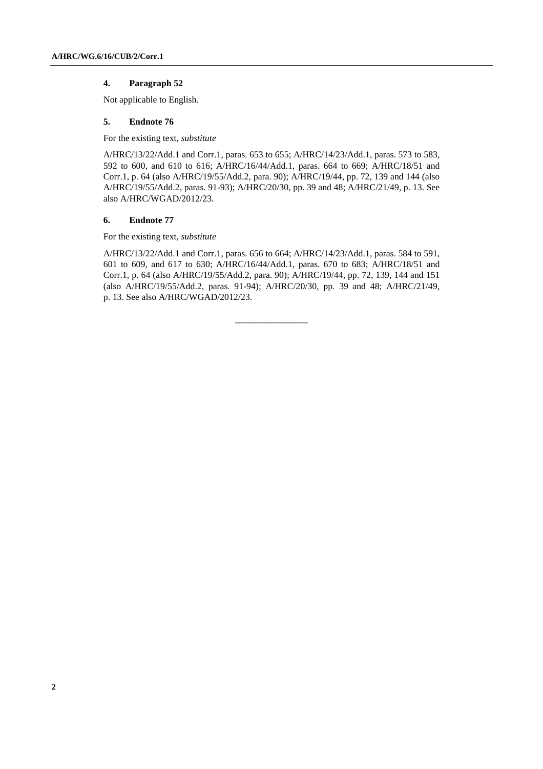### 4. Paragraph 52

Not applicable to English.

### 5. Endnote 76

For the existing text, *substitute*

A/HRC/13/22/Add.1 and Corr.1, paras. 653 to 655; A/HRC/14/23/Add.1, paras. 573 to 583, 592 to 600, and 610 to 616; A/HRC/16/44/Add.1, paras. 664 to 669; A/HRC/18/51 and Corr.1, p. 64 (also A/HRC/19/55/Add.2, para. 90); A/HRC/19/44, pp. 72, 139 and 144 (also A/HRC/19/55/Add.2, paras. 91-93); A/HRC/20/30, pp. 39 and 48; A/HRC/21/49, p. 13. See also A/HRC/WGAD/2012/23.

### 6. Endnote 77

For the existing text, *substitute*

A/HRC/13/22/Add.1 and Corr.1, paras. 656 to 664; A/HRC/14/23/Add.1, paras. 584 to 591, 601 to 609, and 617 to 630; A/HRC/16/44/Add.1, paras. 670 to 683; A/HRC/18/51 and Corr.1, p. 64 (also A/HRC/19/55/Add.2, para. 90); A/HRC/19/44, pp. 72, 139, 144 and 151 (also A/HRC/19/55/Add.2, paras. 91-94); A/HRC/20/30, pp. 39 and 48; A/HRC/21/49, p. 13. See also A/HRC/WGAD/2012/23.